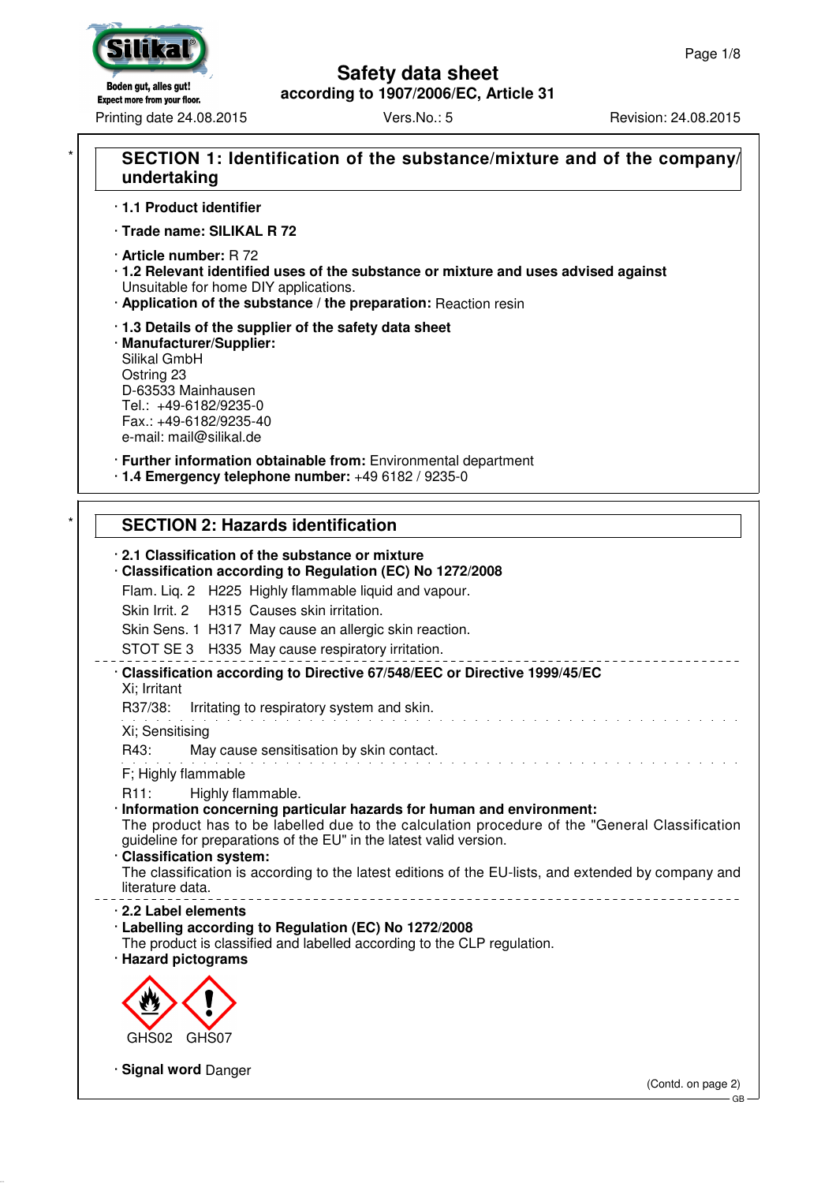# Safety data sheet

**according to 1907/2006/EC, Article 31**

Printing date 24.08.2015 | Vers.No.: 5 | Revision: 24.08.2015

## SECTION 1: Identification of the substance/mixture and of the company/undertaking

· **1.1 Product identifier**

· **Trade name: SILIKAL R 72**

· **Article number:** R 72
· **1.2 Relevant identified uses of the substance or mixture and uses advised against**
Unsuitable for home DIY applications.
· **Application of the substance / the preparation:** Reaction resin

· **1.3 Details of the supplier of the safety data sheet**
· **Manufacturer/Supplier:**
Silikal GmbH
Ostring 23
D-63533 Mainhausen
Tel.: +49-6182/9235-0
Fax.: +49-6182/9235-40
e-mail: mail@silikal.de

· **Further information obtainable from:** Environmental department
· **1.4 Emergency telephone number:** +49 6182 / 9235-0

## SECTION 2: Hazards identification

· **2.1 Classification of the substance or mixture**
· **Classification according to Regulation (EC) No 1272/2008**

Flam. Liq. 2 H225 Highly flammable liquid and vapour.

Skin Irrit. 2 H315 Causes skin irritation.

Skin Sens. 1 H317 May cause an allergic skin reaction.

STOT SE 3 H335 May cause respiratory irritation.

· **Classification according to Directive 67/548/EEC or Directive 1999/45/EC**

Xi; Irritant

R37/38: Irritating to respiratory system and skin.

Xi; Sensitising

R43: May cause sensitisation by skin contact.

F; Highly flammable

R11: Highly flammable.

· **Information concerning particular hazards for human and environment:**
The product has to be labelled due to the calculation procedure of the "General Classification guideline for preparations of the EU" in the latest valid version.
· **Classification system:**
The classification is according to the latest editions of the EU-lists, and extended by company and literature data.

· **2.2 Label elements**
· **Labelling according to Regulation (EC) No 1272/2008**
The product is classified and labelled according to the CLP regulation.
· **Hazard pictograms**

GHS02 GHS07

· **Signal word** Danger

(Contd. on page 2)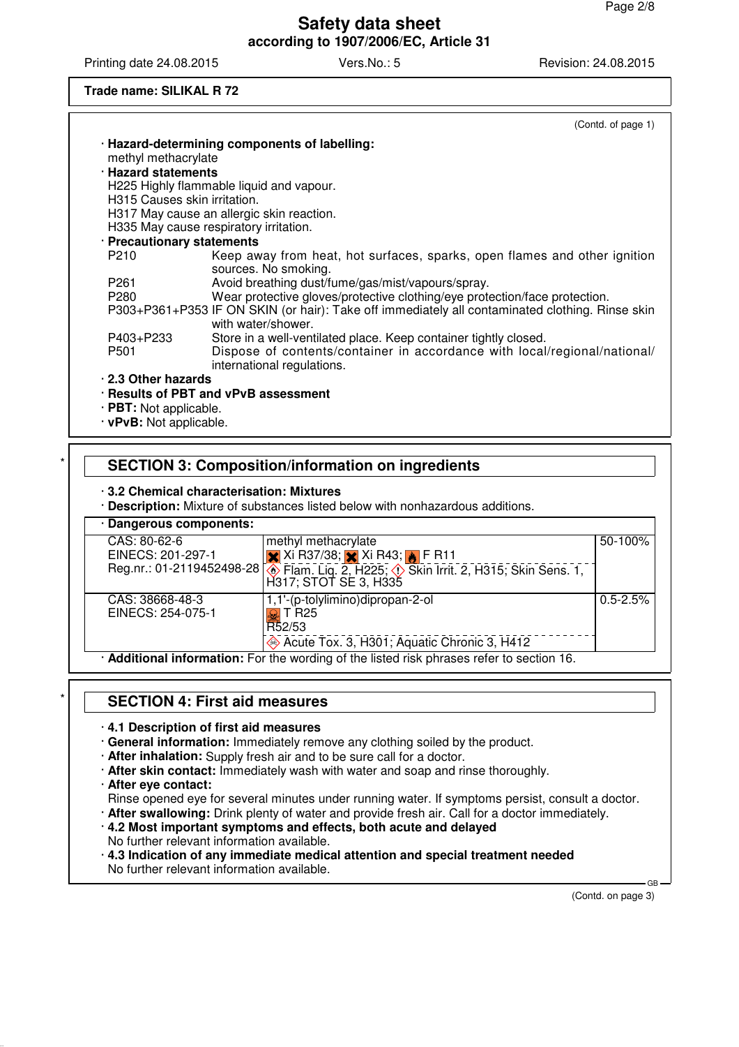Trade name: **SILIKAL R 72**

(Contd. of page 1)

· **Hazard-determining components of labelling:**
methyl methacrylate

· **Hazard statements**
H225 Highly flammable liquid and vapour.
H315 Causes skin irritation.
H317 May cause an allergic skin reaction.
H335 May cause respiratory irritation.

· **Precautionary statements**

| | |
|---|---|
| P210 | Keep away from heat, hot surfaces, sparks, open flames and other ignition sources. No smoking. |
| P261 | Avoid breathing dust/fume/gas/mist/vapours/spray. |
| P280 | Wear protective gloves/protective clothing/eye protection/face protection. |
| P303+P361+P353 | IF ON SKIN (or hair): Take off immediately all contaminated clothing. Rinse skin with water/shower. |
| P403+P233 | Store in a well-ventilated place. Keep container tightly closed. |
| P501 | Dispose of contents/container in accordance with local/regional/national/international regulations. |

· **2.3 Other hazards**
· **Results of PBT and vPvB assessment**
· **PBT:** Not applicable.
· **vPvB:** Not applicable.

## SECTION 3: Composition/information on ingredients

· **3.2 Chemical characterisation: Mixtures**
· **Description:** Mixture of substances listed below with nonhazardous additions.

| · Dangerous components: | | |
|---|---|---|
| CAS: 80-62-6<br>EINECS: 201-297-1<br>Reg.nr.: 01-2119452498-28 | methyl methacrylate<br>Xi R37/38; Xi R43; F R11<br>Flam. Liq. 2, H225; Skin Irrit. 2, H315; Skin Sens. 1, H317; STOT SE 3, H335 | 50-100% |
| CAS: 38668-48-3<br>EINECS: 254-075-1 | 1,1'-(p-tolylimino)dipropan-2-ol<br>T R25<br>R52/53<br>Acute Tox. 3, H301; Aquatic Chronic 3, H412 | 0.5-2.5% |

· **Additional information:** For the wording of the listed risk phrases refer to section 16.

## SECTION 4: First aid measures

· **4.1 Description of first aid measures**
· **General information:** Immediately remove any clothing soiled by the product.
· **After inhalation:** Supply fresh air and to be sure call for a doctor.
· **After skin contact:** Immediately wash with water and soap and rinse thoroughly.
· **After eye contact:**
Rinse opened eye for several minutes under running water. If symptoms persist, consult a doctor.
· **After swallowing:** Drink plenty of water and provide fresh air. Call for a doctor immediately.
· **4.2 Most important symptoms and effects, both acute and delayed**
No further relevant information available.
· **4.3 Indication of any immediate medical attention and special treatment needed**
No further relevant information available.

(Contd. on page 3)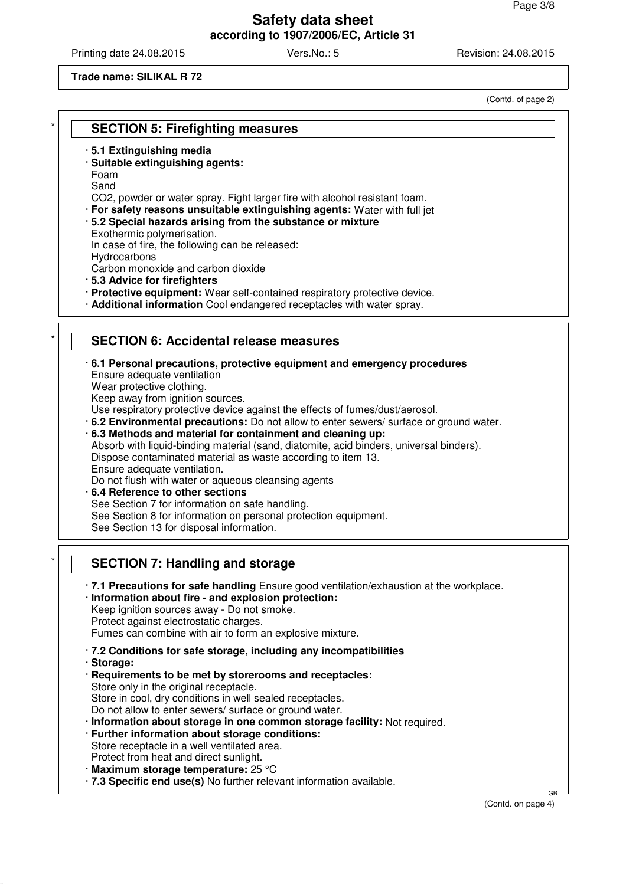**Trade name: SILIKAL R 72**

(Contd. of page 2)

## SECTION 5: Firefighting measures

· **5.1 Extinguishing media**
· **Suitable extinguishing agents:**
Foam
Sand
$CO_2$, powder or water spray. Fight larger fire with alcohol resistant foam.
· **For safety reasons unsuitable extinguishing agents:** Water with full jet
· **5.2 Special hazards arising from the substance or mixture**
Exothermic polymerisation.
In case of fire, the following can be released:
Hydrocarbons
Carbon monoxide and carbon dioxide
· **5.3 Advice for firefighters**
· **Protective equipment:** Wear self-contained respiratory protective device.
· **Additional information** Cool endangered receptacles with water spray.

## SECTION 6: Accidental release measures

· **6.1 Personal precautions, protective equipment and emergency procedures**
Ensure adequate ventilation
Wear protective clothing.
Keep away from ignition sources.
Use respiratory protective device against the effects of fumes/dust/aerosol.
· **6.2 Environmental precautions:** Do not allow to enter sewers/ surface or ground water.
· **6.3 Methods and material for containment and cleaning up:**
Absorb with liquid-binding material (sand, diatomite, acid binders, universal binders).
Dispose contaminated material as waste according to item 13.
Ensure adequate ventilation.
Do not flush with water or aqueous cleansing agents
· **6.4 Reference to other sections**
See Section 7 for information on safe handling.
See Section 8 for information on personal protection equipment.
See Section 13 for disposal information.

## SECTION 7: Handling and storage

· **7.1 Precautions for safe handling** Ensure good ventilation/exhaustion at the workplace.
· **Information about fire - and explosion protection:**
Keep ignition sources away - Do not smoke.
Protect against electrostatic charges.
Fumes can combine with air to form an explosive mixture.

· **7.2 Conditions for safe storage, including any incompatibilities**
· **Storage:**
· **Requirements to be met by storerooms and receptacles:**
Store only in the original receptacle.
Store in cool, dry conditions in well sealed receptacles.
Do not allow to enter sewers/ surface or ground water.
· **Information about storage in one common storage facility:** Not required.
· **Further information about storage conditions:**
Store receptacle in a well ventilated area.
Protect from heat and direct sunlight.
· **Maximum storage temperature:** 25 °C
· **7.3 Specific end use(s)** No further relevant information available.

(Contd. on page 4)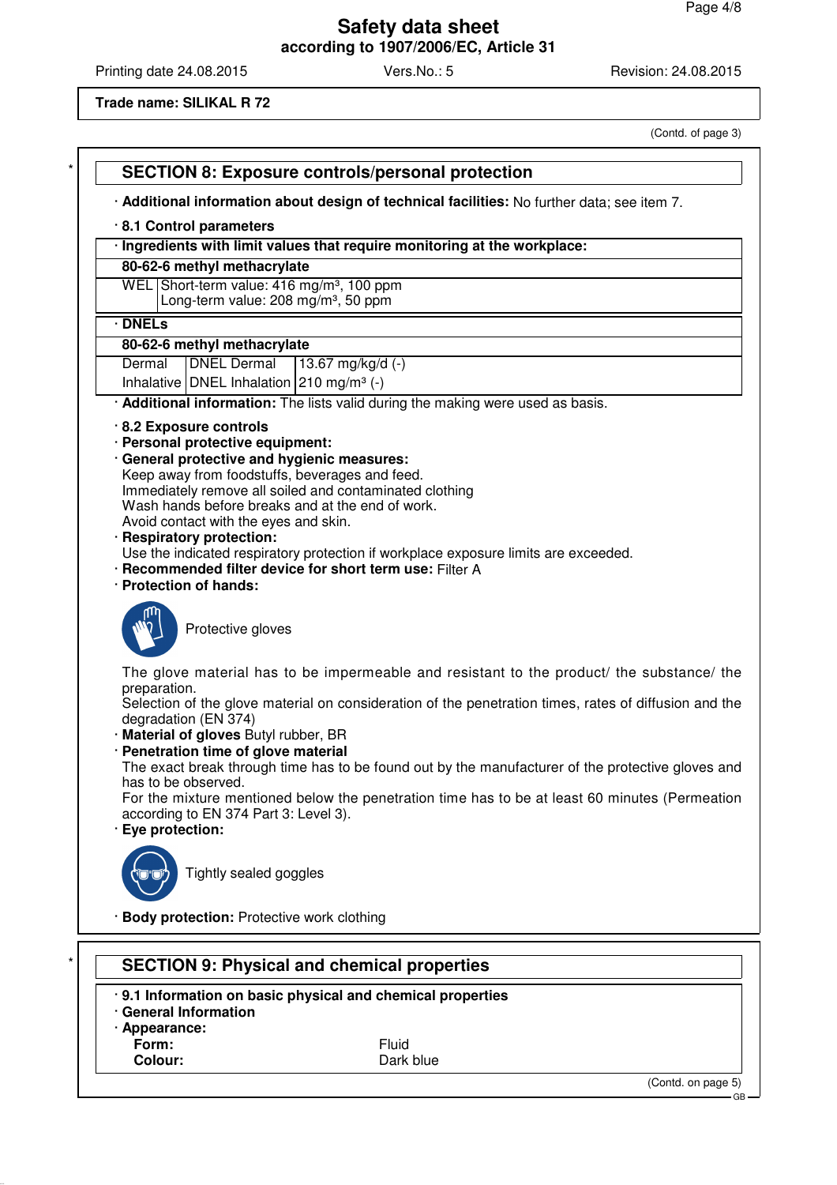# Safety data sheet

**according to 1907/2006/EC, Article 31**

Printing date 24.08.2015 Vers.No.: 5 Revision: 24.08.2015

**Trade name: SILIKAL R 72**

(Contd. of page 3)

## SECTION 8: Exposure controls/personal protection

· **Additional information about design of technical facilities:** No further data; see item 7.

· **8.1 Control parameters**

| · **Ingredients with limit values that require monitoring at the workplace:** | |
|---|---|
| **80-62-6 methyl methacrylate** | |
| WEL | Short-term value: 416 mg/m³, 100 ppm<br>Long-term value: 208 mg/m³, 50 ppm |

| · **DNELs** | | |
|---|---|---|
| **80-62-6 methyl methacrylate** | | |
| Dermal | DNEL Dermal | 13.67 mg/kg/d (-) |
| Inhalative | DNEL Inhalation | 210 mg/m³ (-) |

· **Additional information:** The lists valid during the making were used as basis.

· **8.2 Exposure controls**
· **Personal protective equipment:**
· **General protective and hygienic measures:**
Keep away from foodstuffs, beverages and feed.
Immediately remove all soiled and contaminated clothing
Wash hands before breaks and at the end of work.
Avoid contact with the eyes and skin.
· **Respiratory protection:**
Use the indicated respiratory protection if workplace exposure limits are exceeded.
· **Recommended filter device for short term use:** Filter A
· **Protection of hands:**

Protective gloves

The glove material has to be impermeable and resistant to the product/ the substance/ the preparation.
Selection of the glove material on consideration of the penetration times, rates of diffusion and the degradation (EN 374)
· **Material of gloves** Butyl rubber, BR
· **Penetration time of glove material**
The exact break through time has to be found out by the manufacturer of the protective gloves and has to be observed.
For the mixture mentioned below the penetration time has to be at least 60 minutes (Permeation according to EN 374 Part 3: Level 3).
· **Eye protection:**

Tightly sealed goggles

· **Body protection:** Protective work clothing

## SECTION 9: Physical and chemical properties

· **9.1 Information on basic physical and chemical properties**
· **General Information**
· **Appearance:**

| | |
|---|---|
| **Form:** | Fluid |
| **Colour:** | Dark blue |

(Contd. on page 5)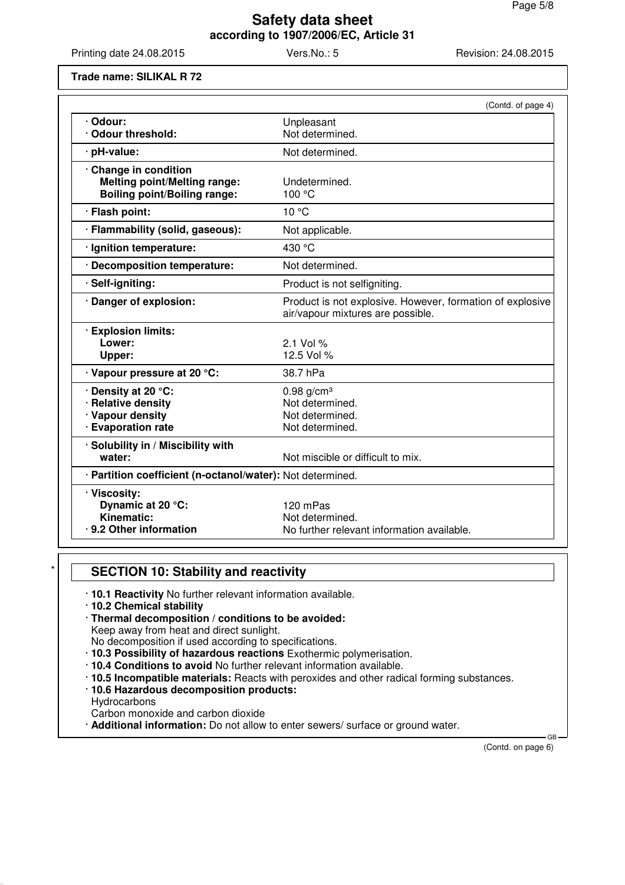**Trade name: SILIKAL R 72**

(Contd. of page 4)

| | |
|---|---|
| · **Odour:** | Unpleasant |
| · **Odour threshold:** | Not determined. |
| · **pH-value:** | Not determined. |
| · **Change in condition** | |
| **Melting point/Melting range:** | Undetermined. |
| **Boiling point/Boiling range:** | 100 °C |
| · **Flash point:** | 10 °C |
| · **Flammability (solid, gaseous):** | Not applicable. |
| · **Ignition temperature:** | 430 °C |
| · **Decomposition temperature:** | Not determined. |
| · **Self-igniting:** | Product is not selfigniting. |
| · **Danger of explosion:** | Product is not explosive. However, formation of explosive air/vapour mixtures are possible. |
| · **Explosion limits:** | |
| **Lower:** | 2.1 Vol % |
| **Upper:** | 12.5 Vol % |
| · **Vapour pressure at 20 °C:** | 38.7 hPa |
| · **Density at 20 °C:** | 0.98 g/cm³ |
| · **Relative density** | Not determined. |
| · **Vapour density** | Not determined. |
| · **Evaporation rate** | Not determined. |
| · **Solubility in / Miscibility with** | |
| **water:** | Not miscible or difficult to mix. |
| · **Partition coefficient (n-octanol/water):** | Not determined. |
| · **Viscosity:** | |
| **Dynamic at 20 °C:** | 120 mPas |
| **Kinematic:** | Not determined. |
| · **9.2 Other information** | No further relevant information available. |

## SECTION 10: Stability and reactivity

· **10.1 Reactivity** No further relevant information available.
· **10.2 Chemical stability**
· **Thermal decomposition / conditions to be avoided:**
Keep away from heat and direct sunlight.
No decomposition if used according to specifications.
· **10.3 Possibility of hazardous reactions** Exothermic polymerisation.
· **10.4 Conditions to avoid** No further relevant information available.
· **10.5 Incompatible materials:** Reacts with peroxides and other radical forming substances.
· **10.6 Hazardous decomposition products:**
Hydrocarbons
Carbon monoxide and carbon dioxide
· **Additional information:** Do not allow to enter sewers/ surface or ground water.

(Contd. on page 6)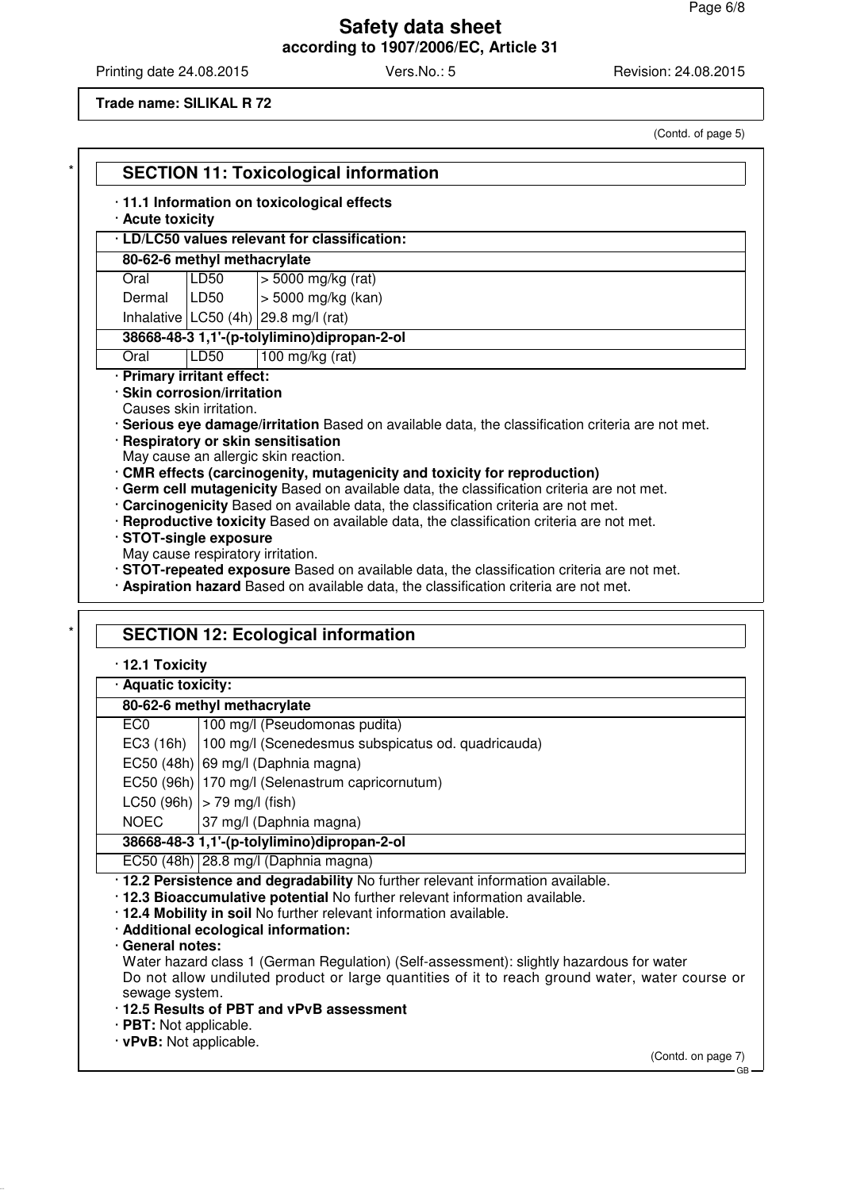**Trade name: SILIKAL R 72**

(Contd. of page 5)

## SECTION 11: Toxicological information

· **11.1 Information on toxicological effects**

· **Acute toxicity**

| · LD/LC50 values relevant for classification: | | |
|---|---|---|
| **80-62-6 methyl methacrylate** | | |
| Oral | LD50 | > 5000 mg/kg (rat) |
| Dermal | LD50 | > 5000 mg/kg (kan) |
| Inhalative | LC50 (4h) | 29.8 mg/l (rat) |
| **38668-48-3 1,1'-(p-tolylimino)dipropan-2-ol** | | |
| Oral | LD50 | 100 mg/kg (rat) |

· **Primary irritant effect:**

· **Skin corrosion/irritation**
Causes skin irritation.

· **Serious eye damage/irritation** Based on available data, the classification criteria are not met.

· **Respiratory or skin sensitisation**
May cause an allergic skin reaction.

· **CMR effects (carcinogenity, mutagenicity and toxicity for reproduction)**

· **Germ cell mutagenicity** Based on available data, the classification criteria are not met.

· **Carcinogenicity** Based on available data, the classification criteria are not met.

· **Reproductive toxicity** Based on available data, the classification criteria are not met.

· **STOT-single exposure**
May cause respiratory irritation.

· **STOT-repeated exposure** Based on available data, the classification criteria are not met.

· **Aspiration hazard** Based on available data, the classification criteria are not met.

## SECTION 12: Ecological information

· **12.1 Toxicity**

| · Aquatic toxicity: | |
|---|---|
| **80-62-6 methyl methacrylate** | |
| EC0 | 100 mg/l (Pseudomonas pudita) |
| EC3 (16h) | 100 mg/l (Scenedesmus subspicatus od. quadricauda) |
| EC50 (48h) | 69 mg/l (Daphnia magna) |
| EC50 (96h) | 170 mg/l (Selenastrum capricornutum) |
| LC50 (96h) | > 79 mg/l (fish) |
| NOEC | 37 mg/l (Daphnia magna) |
| **38668-48-3 1,1'-(p-tolylimino)dipropan-2-ol** | |
| EC50 (48h) | 28.8 mg/l (Daphnia magna) |

· **12.2 Persistence and degradability** No further relevant information available.

· **12.3 Bioaccumulative potential** No further relevant information available.

· **12.4 Mobility in soil** No further relevant information available.

· **Additional ecological information:**

· **General notes:**
Water hazard class 1 (German Regulation) (Self-assessment): slightly hazardous for water
Do not allow undiluted product or large quantities of it to reach ground water, water course or sewage system.

· **12.5 Results of PBT and vPvB assessment**

· **PBT:** Not applicable.

· **vPvB:** Not applicable.

(Contd. on page 7)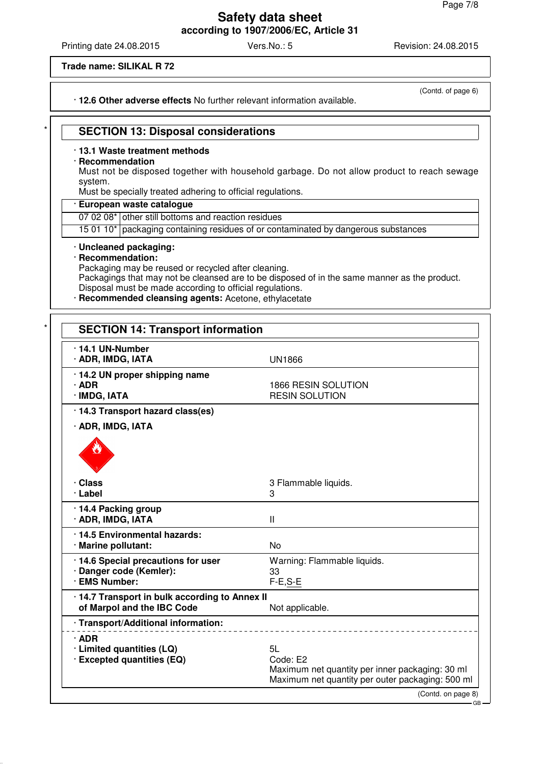Trade name: SILIKAL R 72

(Contd. of page 6)

· **12.6 Other adverse effects** No further relevant information available.

## SECTION 13: Disposal considerations

· **13.1 Waste treatment methods**

· **Recommendation**

Must not be disposed together with household garbage. Do not allow product to reach sewage system.

Must be specially treated adhering to official regulations.

| · **European waste catalogue** | |
|---|---|
| 07 02 08* | other still bottoms and reaction residues |
| 15 01 10* | packaging containing residues of or contaminated by dangerous substances |

· **Uncleaned packaging:**

· **Recommendation:**

Packaging may be reused or recycled after cleaning.

Packagings that may not be cleansed are to be disposed of in the same manner as the product.

Disposal must be made according to official regulations.

· **Recommended cleansing agents:** Acetone, ethylacetate

## SECTION 14: Transport information

| | |
|---|---|
| · **14.1 UN-Number** | |
| · **ADR, IMDG, IATA** | UN1866 |
| · **14.2 UN proper shipping name** | |
| · **ADR** | 1866 RESIN SOLUTION |
| · **IMDG, IATA** | RESIN SOLUTION |
| · **14.3 Transport hazard class(es)** | |
| · **ADR, IMDG, IATA** | |
| · **Class** | 3 Flammable liquids. |
| · **Label** | 3 |
| · **14.4 Packing group** | |
| · **ADR, IMDG, IATA** | II |
| · **14.5 Environmental hazards:** | |
| · **Marine pollutant:** | No |
| · **14.6 Special precautions for user** | Warning: Flammable liquids. |
| · **Danger code (Kemler):** | 33 |
| · **EMS Number:** | F-E,S-E |
| · **14.7 Transport in bulk according to Annex II of Marpol and the IBC Code** | Not applicable. |
| · **Transport/Additional information:** | |
| · **ADR** | |
| · **Limited quantities (LQ)** | 5L |
| · **Excepted quantities (EQ)** | Code: E2<br>Maximum net quantity per inner packaging: 30 ml<br>Maximum net quantity per outer packaging: 500 ml |

(Contd. on page 8)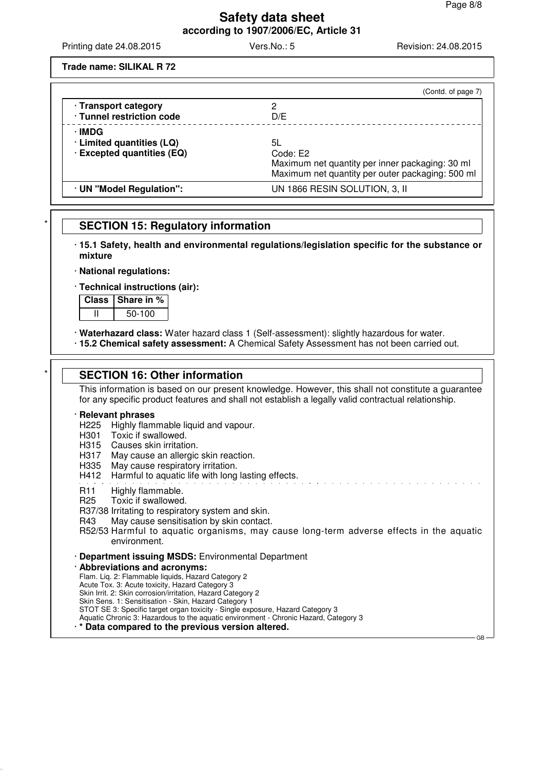Trade name: SILIKAL R 72

(Contd. of page 7)

| | |
|---|---|
| · **Transport category** | 2 |
| · **Tunnel restriction code** | D/E |
| · **IMDG** | |
| · **Limited quantities (LQ)** | 5L |
| · **Excepted quantities (EQ)** | Code: E2<br>Maximum net quantity per inner packaging: 30 ml<br>Maximum net quantity per outer packaging: 500 ml |
| · **UN "Model Regulation":** | UN 1866 RESIN SOLUTION, 3, II |

## * SECTION 15: Regulatory information

· **15.1 Safety, health and environmental regulations/legislation specific for the substance or mixture**

· **National regulations:**

· **Technical instructions (air):**

| Class | Share in % |
|---|---|
| II | 50-100 |

· **Waterhazard class:** Water hazard class 1 (Self-assessment): slightly hazardous for water.

· **15.2 Chemical safety assessment:** A Chemical Safety Assessment has not been carried out.

## * SECTION 16: Other information

This information is based on our present knowledge. However, this shall not constitute a guarantee for any specific product features and shall not establish a legally valid contractual relationship.

· **Relevant phrases**

H225 Highly flammable liquid and vapour.
H301 Toxic if swallowed.
H315 Causes skin irritation.
H317 May cause an allergic skin reaction.
H335 May cause respiratory irritation.
H412 Harmful to aquatic life with long lasting effects.

R11 Highly flammable.
R25 Toxic if swallowed.
R37/38 Irritating to respiratory system and skin.
R43 May cause sensitisation by skin contact.
R52/53 Harmful to aquatic organisms, may cause long-term adverse effects in the aquatic environment.

· **Department issuing MSDS:** Environmental Department

· **Abbreviations and acronyms:**
Flam. Liq. 2: Flammable liquids, Hazard Category 2
Acute Tox. 3: Acute toxicity, Hazard Category 3
Skin Irrit. 2: Skin corrosion/irritation, Hazard Category 2
Skin Sens. 1: Sensitisation - Skin, Hazard Category 1
STOT SE 3: Specific target organ toxicity - Single exposure, Hazard Category 3
Aquatic Chronic 3: Hazardous to the aquatic environment - Chronic Hazard, Category 3

· **\* Data compared to the previous version altered.**